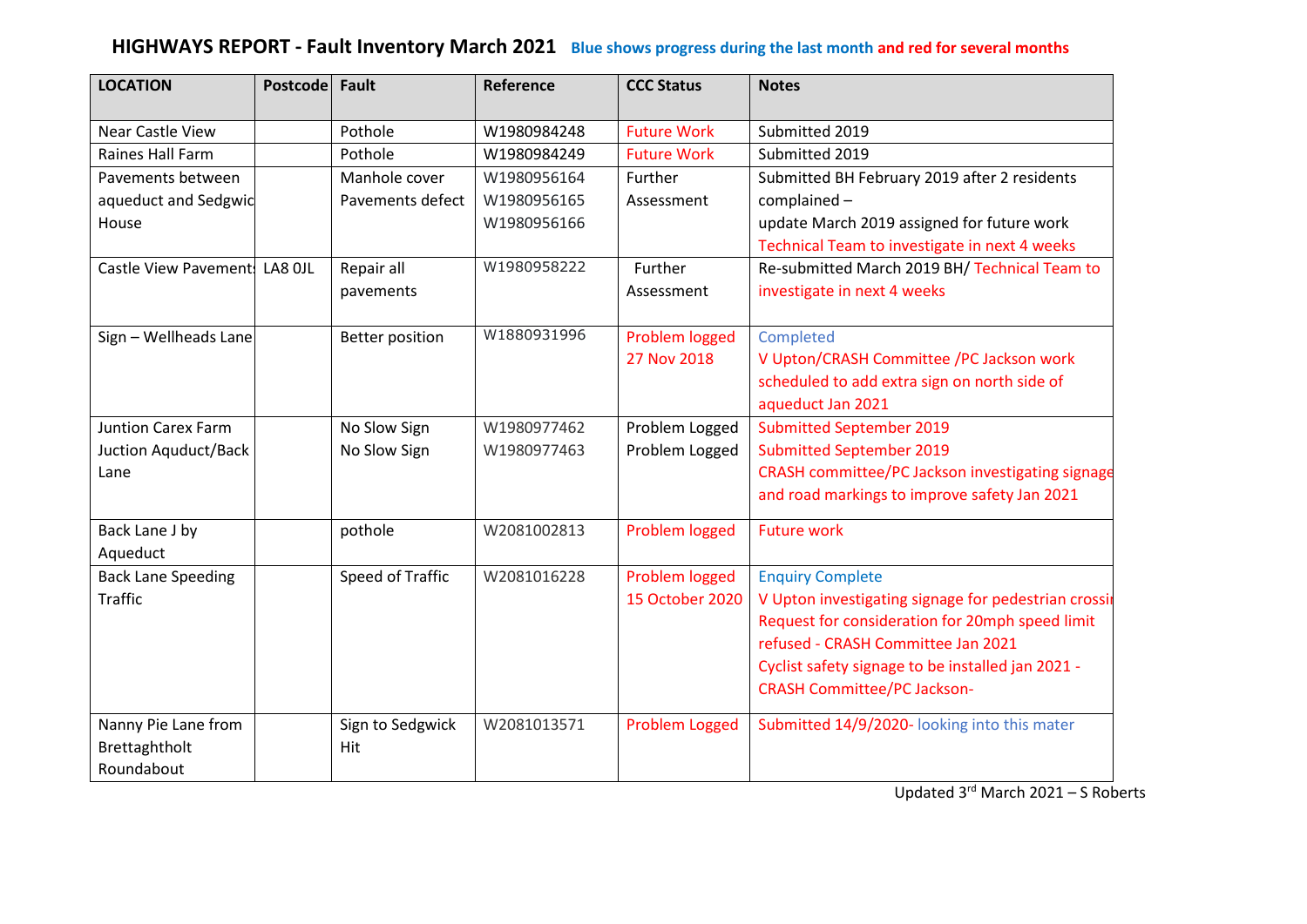# HIGHWAYS REPORT - Fault Inventory March 2021

**Blue shows progress during the last month and red for several months**

| LOCATION | Postcode | Fault | Reference | CCC Status | Notes |
|---|---|---|---|---|---|
| Near Castle View | | Pothole | W1980984248 | Future Work | Submitted 2019 |
| Raines Hall Farm | | Pothole | W1980984249 | Future Work | Submitted 2019 |
| Pavements between aqueduct and Sedgwic House | | Manhole cover Pavements defect | W1980956164 W1980956165 W1980956166 | Further Assessment | Submitted BH February 2019 after 2 residents complained – update March 2019 assigned for future work Technical Team to investigate in next 4 weeks |
| Castle View Pavements | LA8 0JL | Repair all pavements | W1980958222 | Further Assessment | Re-submitted March 2019 BH/ Technical Team to investigate in next 4 weeks |
| Sign – Wellheads Lane | | Better position | W1880931996 | Problem logged 27 Nov 2018 | Completed V Upton/CRASH Committee /PC Jackson work scheduled to add extra sign on north side of aqueduct Jan 2021 |
| Juntion Carex Farm Juction Aquduct/Back Lane | | No Slow Sign No Slow Sign | W1980977462 W1980977463 | Problem Logged Problem Logged | Submitted September 2019 Submitted September 2019 CRASH committee/PC Jackson investigating signage and road markings to improve safety Jan 2021 |
| Back Lane J by Aqueduct | | pothole | W2081002813 | Problem logged | Future work |
| Back Lane Speeding Traffic | | Speed of Traffic | W2081016228 | Problem logged 15 October 2020 | Enquiry Complete V Upton investigating signage for pedestrian crossi Request for consideration for 20mph speed limit refused - CRASH Committee Jan 2021 Cyclist safety signage to be installed jan 2021 - CRASH Committee/PC Jackson- |
| Nanny Pie Lane from Brettaghtholt Roundabout | | Sign to Sedgwick Hit | W2081013571 | Problem Logged | Submitted 14/9/2020- looking into this mater |

Updated 3rd March 2021 – S Roberts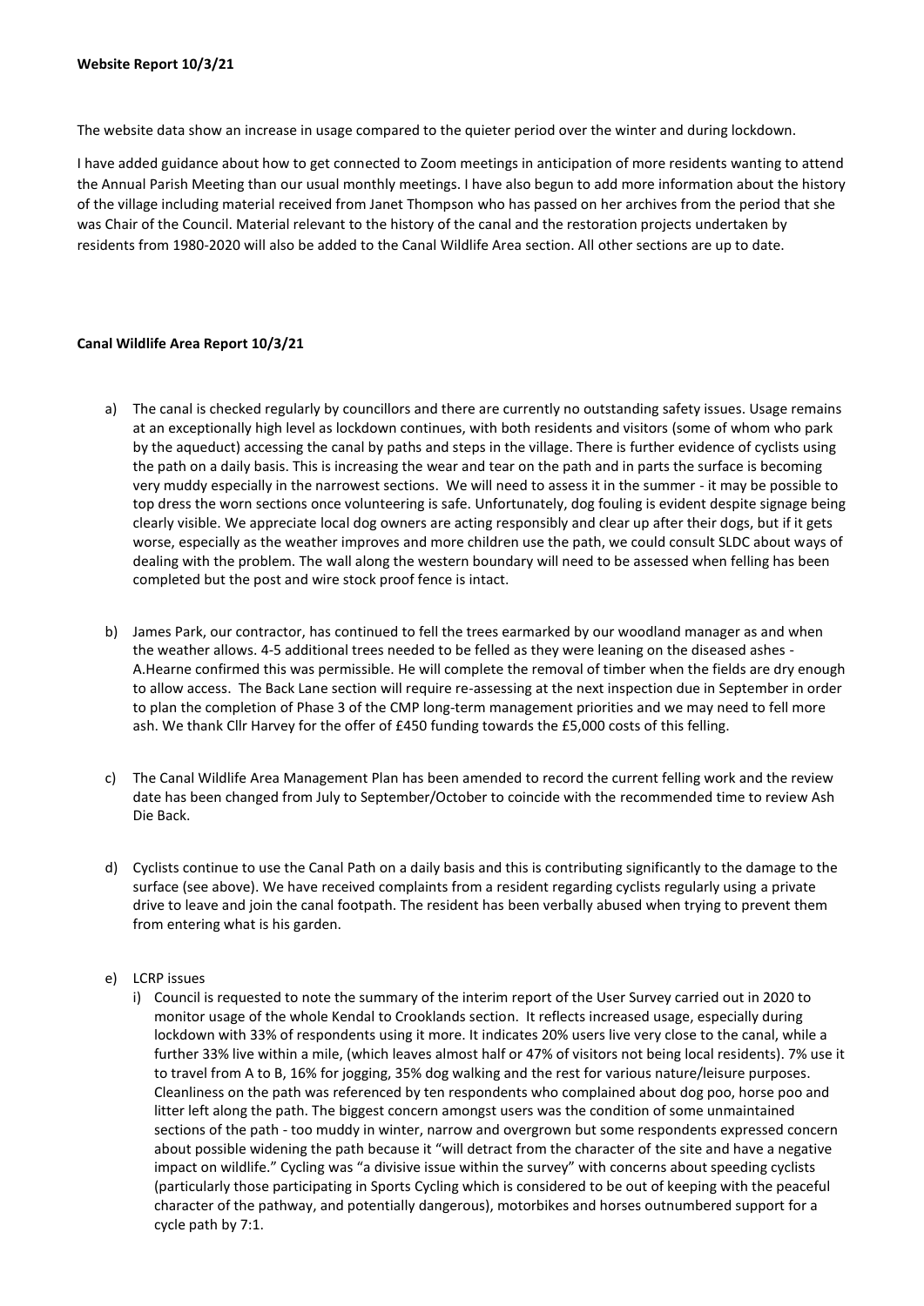**Website Report 10/3/21**

The website data show an increase in usage compared to the quieter period over the winter and during lockdown.

I have added guidance about how to get connected to Zoom meetings in anticipation of more residents wanting to attend the Annual Parish Meeting than our usual monthly meetings. I have also begun to add more information about the history of the village including material received from Janet Thompson who has passed on her archives from the period that she was Chair of the Council. Material relevant to the history of the canal and the restoration projects undertaken by residents from 1980-2020 will also be added to the Canal Wildlife Area section. All other sections are up to date.

**Canal Wildlife Area Report 10/3/21**

a) The canal is checked regularly by councillors and there are currently no outstanding safety issues. Usage remains at an exceptionally high level as lockdown continues, with both residents and visitors (some of whom who park by the aqueduct) accessing the canal by paths and steps in the village. There is further evidence of cyclists using the path on a daily basis. This is increasing the wear and tear on the path and in parts the surface is becoming very muddy especially in the narrowest sections. We will need to assess it in the summer - it may be possible to top dress the worn sections once volunteering is safe. Unfortunately, dog fouling is evident despite signage being clearly visible. We appreciate local dog owners are acting responsibly and clear up after their dogs, but if it gets worse, especially as the weather improves and more children use the path, we could consult SLDC about ways of dealing with the problem. The wall along the western boundary will need to be assessed when felling has been completed but the post and wire stock proof fence is intact.

b) James Park, our contractor, has continued to fell the trees earmarked by our woodland manager as and when the weather allows. 4-5 additional trees needed to be felled as they were leaning on the diseased ashes - A.Hearne confirmed this was permissible. He will complete the removal of timber when the fields are dry enough to allow access. The Back Lane section will require re-assessing at the next inspection due in September in order to plan the completion of Phase 3 of the CMP long-term management priorities and we may need to fell more ash. We thank Cllr Harvey for the offer of £450 funding towards the £5,000 costs of this felling.

c) The Canal Wildlife Area Management Plan has been amended to record the current felling work and the review date has been changed from July to September/October to coincide with the recommended time to review Ash Die Back.

d) Cyclists continue to use the Canal Path on a daily basis and this is contributing significantly to the damage to the surface (see above). We have received complaints from a resident regarding cyclists regularly using a private drive to leave and join the canal footpath. The resident has been verbally abused when trying to prevent them from entering what is his garden.

e) LCRP issues

   i) Council is requested to note the summary of the interim report of the User Survey carried out in 2020 to monitor usage of the whole Kendal to Crooklands section. It reflects increased usage, especially during lockdown with 33% of respondents using it more. It indicates 20% users live very close to the canal, while a further 33% live within a mile, (which leaves almost half or 47% of visitors not being local residents). 7% use it to travel from A to B, 16% for jogging, 35% dog walking and the rest for various nature/leisure purposes. Cleanliness on the path was referenced by ten respondents who complained about dog poo, horse poo and litter left along the path. The biggest concern amongst users was the condition of some unmaintained sections of the path - too muddy in winter, narrow and overgrown but some respondents expressed concern about possible widening the path because it "will detract from the character of the site and have a negative impact on wildlife." Cycling was "a divisive issue within the survey" with concerns about speeding cyclists (particularly those participating in Sports Cycling which is considered to be out of keeping with the peaceful character of the pathway, and potentially dangerous), motorbikes and horses outnumbered support for a cycle path by 7:1.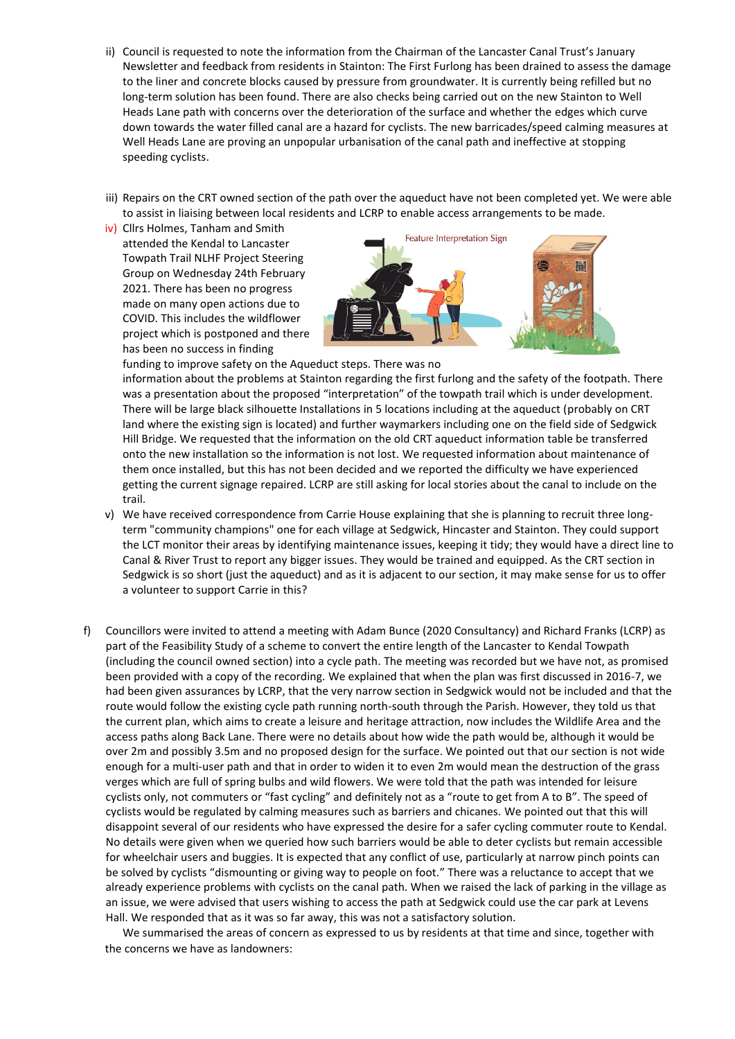ii) Council is requested to note the information from the Chairman of the Lancaster Canal Trust's January Newsletter and feedback from residents in Stainton: The First Furlong has been drained to assess the damage to the liner and concrete blocks caused by pressure from groundwater. It is currently being refilled but no long-term solution has been found. There are also checks being carried out on the new Stainton to Well Heads Lane path with concerns over the deterioration of the surface and whether the edges which curve down towards the water filled canal are a hazard for cyclists. The new barricades/speed calming measures at Well Heads Lane are proving an unpopular urbanisation of the canal path and ineffective at stopping speeding cyclists.

iii) Repairs on the CRT owned section of the path over the aqueduct have not been completed yet. We were able to assist in liaising between local residents and LCRP to enable access arrangements to be made.

iv) Cllrs Holmes, Tanham and Smith attended the Kendal to Lancaster Towpath Trail NLHF Project Steering Group on Wednesday 24th February 2021. There has been no progress made on many open actions due to COVID. This includes the wildflower project which is postponed and there has been no success in finding funding to improve safety on the Aqueduct steps. There was no information about the problems at Stainton regarding the first furlong and the safety of the footpath. There was a presentation about the proposed "interpretation" of the towpath trail which is under development. There will be large black silhouette Installations in 5 locations including at the aqueduct (probably on CRT land where the existing sign is located) and further waymarkers including one on the field side of Sedgwick Hill Bridge. We requested that the information on the old CRT aqueduct information table be transferred onto the new installation so the information is not lost. We requested information about maintenance of them once installed, but this has not been decided and we reported the difficulty we have experienced getting the current signage repaired. LCRP are still asking for local stories about the canal to include on the trail.

Feature Interpretation Sign

v) We have received correspondence from Carrie House explaining that she is planning to recruit three long-term "community champions" one for each village at Sedgwick, Hincaster and Stainton. They could support the LCT monitor their areas by identifying maintenance issues, keeping it tidy; they would have a direct line to Canal & River Trust to report any bigger issues. They would be trained and equipped. As the CRT section in Sedgwick is so short (just the aqueduct) and as it is adjacent to our section, it may make sense for us to offer a volunteer to support Carrie in this?

f) Councillors were invited to attend a meeting with Adam Bunce (2020 Consultancy) and Richard Franks (LCRP) as part of the Feasibility Study of a scheme to convert the entire length of the Lancaster to Kendal Towpath (including the council owned section) into a cycle path. The meeting was recorded but we have not, as promised been provided with a copy of the recording. We explained that when the plan was first discussed in 2016-7, we had been given assurances by LCRP, that the very narrow section in Sedgwick would not be included and that the route would follow the existing cycle path running north-south through the Parish. However, they told us that the current plan, which aims to create a leisure and heritage attraction, now includes the Wildlife Area and the access paths along Back Lane. There were no details about how wide the path would be, although it would be over 2m and possibly 3.5m and no proposed design for the surface. We pointed out that our section is not wide enough for a multi-user path and that in order to widen it to even 2m would mean the destruction of the grass verges which are full of spring bulbs and wild flowers. We were told that the path was intended for leisure cyclists only, not commuters or "fast cycling" and definitely not as a "route to get from A to B". The speed of cyclists would be regulated by calming measures such as barriers and chicanes. We pointed out that this will disappoint several of our residents who have expressed the desire for a safer cycling commuter route to Kendal. No details were given when we queried how such barriers would be able to deter cyclists but remain accessible for wheelchair users and buggies. It is expected that any conflict of use, particularly at narrow pinch points can be solved by cyclists "dismounting or giving way to people on foot." There was a reluctance to accept that we already experience problems with cyclists on the canal path. When we raised the lack of parking in the village as an issue, we were advised that users wishing to access the path at Sedgwick could use the car park at Levens Hall. We responded that as it was so far away, this was not a satisfactory solution.

We summarised the areas of concern as expressed to us by residents at that time and since, together with the concerns we have as landowners: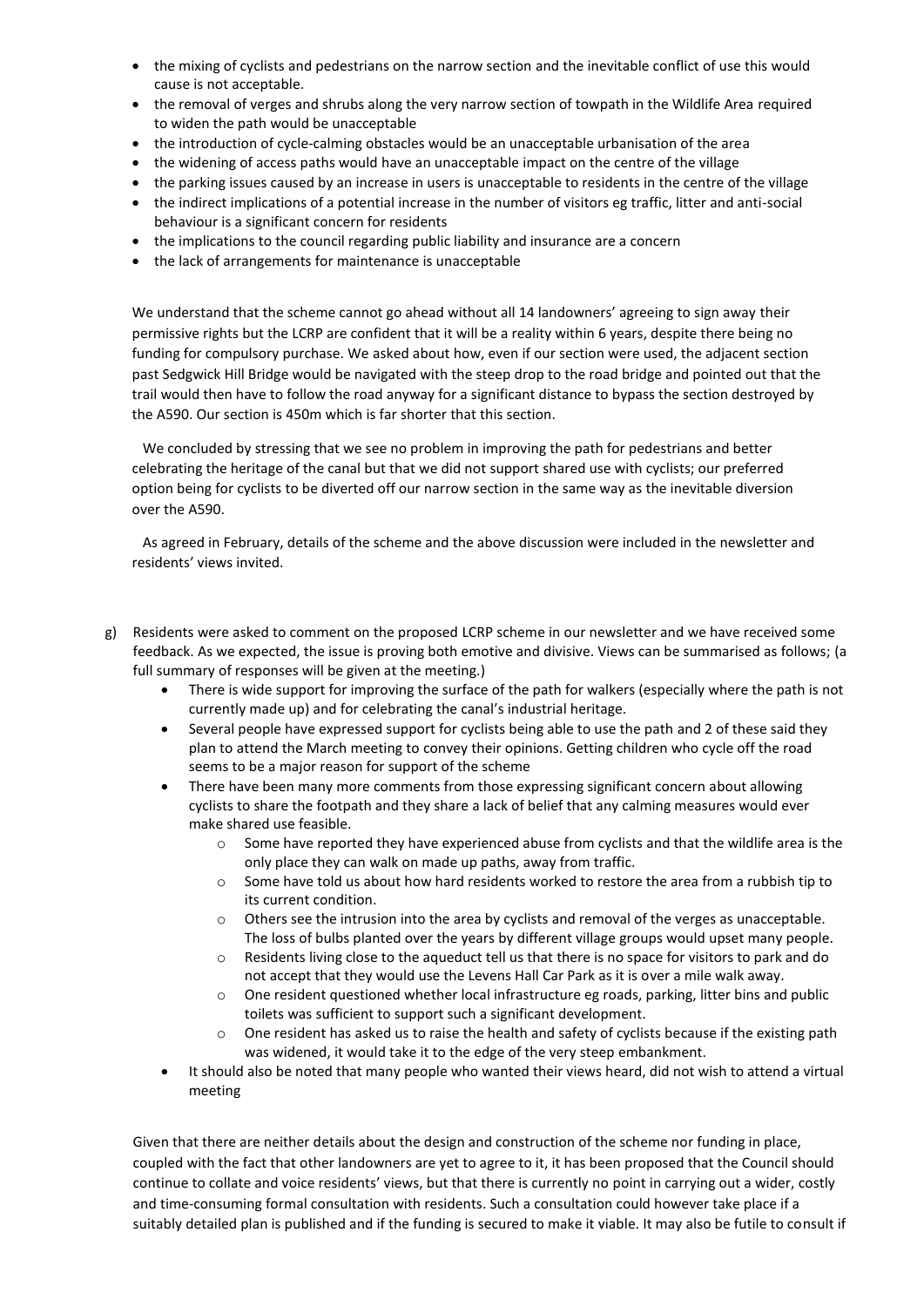- the mixing of cyclists and pedestrians on the narrow section and the inevitable conflict of use this would cause is not acceptable.
- the removal of verges and shrubs along the very narrow section of towpath in the Wildlife Area required to widen the path would be unacceptable
- the introduction of cycle-calming obstacles would be an unacceptable urbanisation of the area
- the widening of access paths would have an unacceptable impact on the centre of the village
- the parking issues caused by an increase in users is unacceptable to residents in the centre of the village
- the indirect implications of a potential increase in the number of visitors eg traffic, litter and anti-social behaviour is a significant concern for residents
- the implications to the council regarding public liability and insurance are a concern
- the lack of arrangements for maintenance is unacceptable

We understand that the scheme cannot go ahead without all 14 landowners' agreeing to sign away their permissive rights but the LCRP are confident that it will be a reality within 6 years, despite there being no funding for compulsory purchase. We asked about how, even if our section were used, the adjacent section past Sedgwick Hill Bridge would be navigated with the steep drop to the road bridge and pointed out that the trail would then have to follow the road anyway for a significant distance to bypass the section destroyed by the A590. Our section is 450m which is far shorter that this section.

We concluded by stressing that we see no problem in improving the path for pedestrians and better celebrating the heritage of the canal but that we did not support shared use with cyclists; our preferred option being for cyclists to be diverted off our narrow section in the same way as the inevitable diversion over the A590.

As agreed in February, details of the scheme and the above discussion were included in the newsletter and residents' views invited.

g) Residents were asked to comment on the proposed LCRP scheme in our newsletter and we have received some feedback. As we expected, the issue is proving both emotive and divisive. Views can be summarised as follows; (a full summary of responses will be given at the meeting.)
   - There is wide support for improving the surface of the path for walkers (especially where the path is not currently made up) and for celebrating the canal's industrial heritage.
   - Several people have expressed support for cyclists being able to use the path and 2 of these said they plan to attend the March meeting to convey their opinions. Getting children who cycle off the road seems to be a major reason for support of the scheme
   - There have been many more comments from those expressing significant concern about allowing cyclists to share the footpath and they share a lack of belief that any calming measures would ever make shared use feasible.
     - Some have reported they have experienced abuse from cyclists and that the wildlife area is the only place they can walk on made up paths, away from traffic.
     - Some have told us about how hard residents worked to restore the area from a rubbish tip to its current condition.
     - Others see the intrusion into the area by cyclists and removal of the verges as unacceptable. The loss of bulbs planted over the years by different village groups would upset many people.
     - Residents living close to the aqueduct tell us that there is no space for visitors to park and do not accept that they would use the Levens Hall Car Park as it is over a mile walk away.
     - One resident questioned whether local infrastructure eg roads, parking, litter bins and public toilets was sufficient to support such a significant development.
     - One resident has asked us to raise the health and safety of cyclists because if the existing path was widened, it would take it to the edge of the very steep embankment.
   - It should also be noted that many people who wanted their views heard, did not wish to attend a virtual meeting

Given that there are neither details about the design and construction of the scheme nor funding in place, coupled with the fact that other landowners are yet to agree to it, it has been proposed that the Council should continue to collate and voice residents' views, but that there is currently no point in carrying out a wider, costly and time-consuming formal consultation with residents. Such a consultation could however take place if a suitably detailed plan is published and if the funding is secured to make it viable. It may also be futile to consult if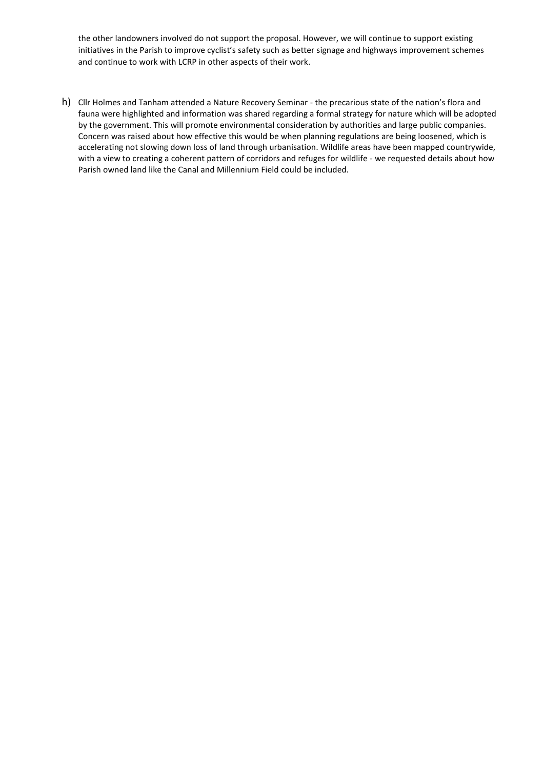the other landowners involved do not support the proposal. However, we will continue to support existing initiatives in the Parish to improve cyclist's safety such as better signage and highways improvement schemes and continue to work with LCRP in other aspects of their work.

h) Cllr Holmes and Tanham attended a Nature Recovery Seminar - the precarious state of the nation's flora and fauna were highlighted and information was shared regarding a formal strategy for nature which will be adopted by the government. This will promote environmental consideration by authorities and large public companies. Concern was raised about how effective this would be when planning regulations are being loosened, which is accelerating not slowing down loss of land through urbanisation. Wildlife areas have been mapped countrywide, with a view to creating a coherent pattern of corridors and refuges for wildlife - we requested details about how Parish owned land like the Canal and Millennium Field could be included.